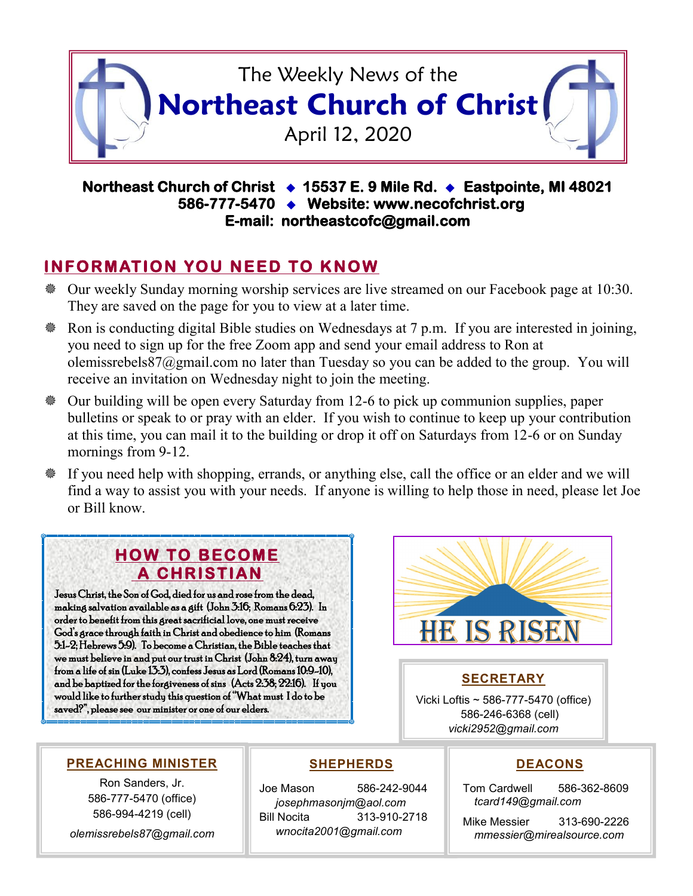# The Weekly News of the Northeast Church of Christ

April 12, 2020

**Northeast Church of Christ ◆ 15537 E. 9 Mile Rd. ◆ Eastpointe, MI 48021**
**586-777-5470 ◆ Website: www.necofchrist.org**
**E-mail: northeastcofc@gmail.com**

## INFORMATION YOU NEED TO KNOW

- Our weekly Sunday morning worship services are live streamed on our Facebook page at 10:30. They are saved on the page for you to view at a later time.
- Ron is conducting digital Bible studies on Wednesdays at 7 p.m. If you are interested in joining, you need to sign up for the free Zoom app and send your email address to Ron at olemissrebels87@gmail.com no later than Tuesday so you can be added to the group. You will receive an invitation on Wednesday night to join the meeting.
- Our building will be open every Saturday from 12-6 to pick up communion supplies, paper bulletins or speak to or pray with an elder. If you wish to continue to keep up your contribution at this time, you can mail it to the building or drop it off on Saturdays from 12-6 or on Sunday mornings from 9-12.
- If you need help with shopping, errands, or anything else, call the office or an elder and we will find a way to assist you with your needs. If anyone is willing to help those in need, please let Joe or Bill know.

## HOW TO BECOME A CHRISTIAN

Jesus Christ, the Son of God, died for us and rose from the dead, making salvation available as a gift (John 3:16; Romans 6:23). In order to benefit from this great sacrificial love, one must receive God's grace through faith in Christ and obedience to him (Romans 5:1-2; Hebrews 5:9). To become a Christian, the Bible teaches that we must believe in and put our trust in Christ (John 8:24), turn away from a life of sin (Luke 13:3), confess Jesus as Lord (Romans 10:9-10), and be baptized for the forgiveness of sins (Acts 2:38; 22:16). If you would like to further study this question of "What must I do to be saved?", please see our minister or one of our elders.

HE IS RISEN

## SECRETARY

Vicki Loftis ~ 586-777-5470 (office)
586-246-6368 (cell)
*vicki2952@gmail.com*

## PREACHING MINISTER

Ron Sanders, Jr.
586-777-5470 (office)
586-994-4219 (cell)
*olemissrebels87@gmail.com*

## SHEPHERDS

Joe Mason 586-242-9044
*josephmasonjm@aol.com*

Bill Nocita 313-910-2718
*wnocita2001@gmail.com*

## DEACONS

Tom Cardwell 586-362-8609
*tcard149@gmail.com*

Mike Messier 313-690-2226
*mmessier@mirealsource.com*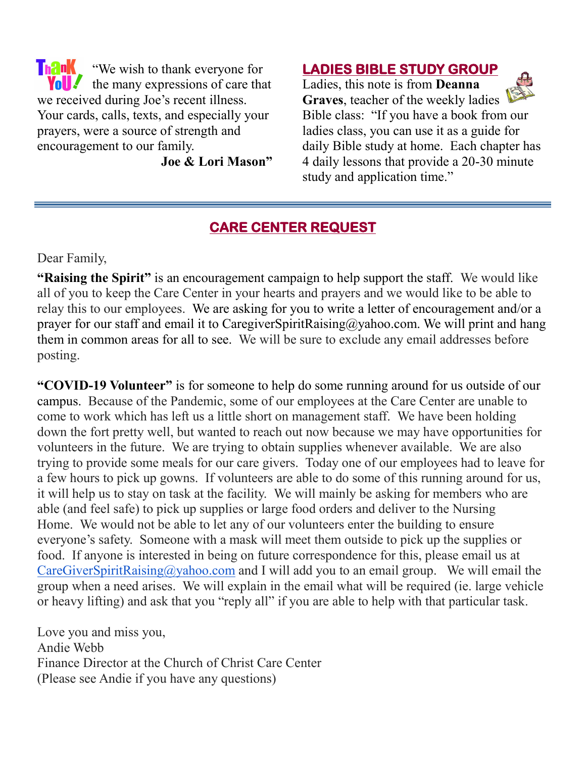"We wish to thank everyone for the many expressions of care that we received during Joe's recent illness. Your cards, calls, texts, and especially your prayers, were a source of strength and encouragement to our family.

**Joe & Lori Mason"**

## LADIES BIBLE STUDY GROUP

Ladies, this note is from **Deanna Graves**, teacher of the weekly ladies Bible class: "If you have a book from our ladies class, you can use it as a guide for daily Bible study at home. Each chapter has 4 daily lessons that provide a 20-30 minute study and application time."

## CARE CENTER REQUEST

Dear Family,

**"Raising the Spirit"** is an encouragement campaign to help support the staff. We would like all of you to keep the Care Center in your hearts and prayers and we would like to be able to relay this to our employees. We are asking for you to write a letter of encouragement and/or a prayer for our staff and email it to CaregiverSpiritRaising@yahoo.com. We will print and hang them in common areas for all to see. We will be sure to exclude any email addresses before posting.

**"COVID-19 Volunteer"** is for someone to help do some running around for us outside of our campus. Because of the Pandemic, some of our employees at the Care Center are unable to come to work which has left us a little short on management staff. We have been holding down the fort pretty well, but wanted to reach out now because we may have opportunities for volunteers in the future. We are trying to obtain supplies whenever available. We are also trying to provide some meals for our care givers. Today one of our employees had to leave for a few hours to pick up gowns. If volunteers are able to do some of this running around for us, it will help us to stay on task at the facility. We will mainly be asking for members who are able (and feel safe) to pick up supplies or large food orders and deliver to the Nursing Home. We would not be able to let any of our volunteers enter the building to ensure everyone's safety. Someone with a mask will meet them outside to pick up the supplies or food. If anyone is interested in being on future correspondence for this, please email us at CareGiverSpiritRaising@yahoo.com and I will add you to an email group. We will email the group when a need arises. We will explain in the email what will be required (ie. large vehicle or heavy lifting) and ask that you "reply all" if you are able to help with that particular task.

Love you and miss you,
Andie Webb
Finance Director at the Church of Christ Care Center
(Please see Andie if you have any questions)